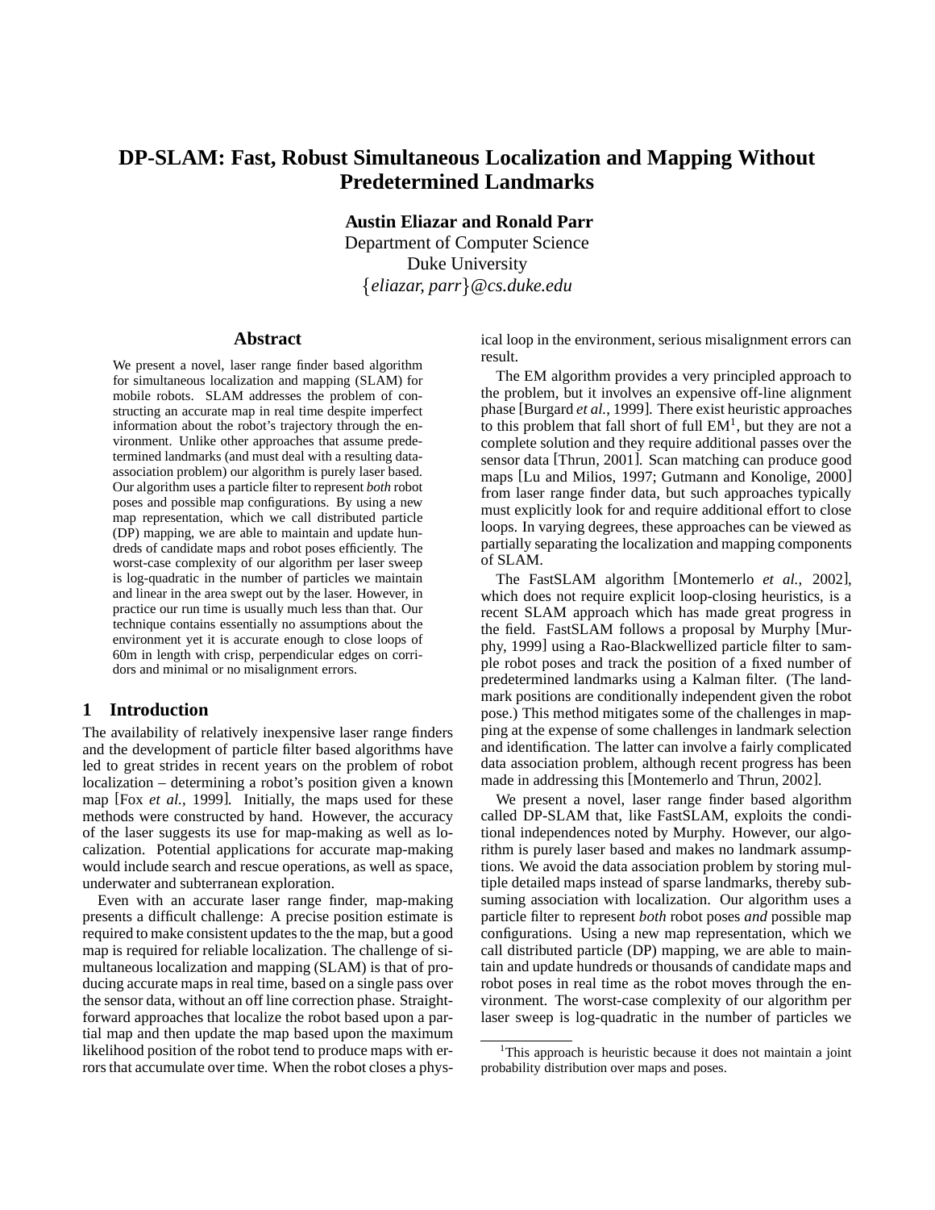# DP-SLAM: Fast, Robust Simultaneous Localization and Mapping Without Predetermined Landmarks

**Austin Eliazar and Ronald Parr**
Department of Computer Science
Duke University
{*eliazar, parr*}@*cs.duke.edu*

## Abstract

We present a novel, laser range finder based algorithm for simultaneous localization and mapping (SLAM) for mobile robots. SLAM addresses the problem of constructing an accurate map in real time despite imperfect information about the robot's trajectory through the environment. Unlike other approaches that assume predetermined landmarks (and must deal with a resulting data-association problem) our algorithm is purely laser based. Our algorithm uses a particle filter to represent *both* robot poses and possible map configurations. By using a new map representation, which we call distributed particle (DP) mapping, we are able to maintain and update hundreds of candidate maps and robot poses efficiently. The worst-case complexity of our algorithm per laser sweep is log-quadratic in the number of particles we maintain and linear in the area swept out by the laser. However, in practice our run time is usually much less than that. Our technique contains essentially no assumptions about the environment yet it is accurate enough to close loops of 60m in length with crisp, perpendicular edges on corridors and minimal or no misalignment errors.

## 1 Introduction

The availability of relatively inexpensive laser range finders and the development of particle filter based algorithms have led to great strides in recent years on the problem of robot localization – determining a robot's position given a known map [Fox *et al.*, 1999]. Initially, the maps used for these methods were constructed by hand. However, the accuracy of the laser suggests its use for map-making as well as localization. Potential applications for accurate map-making would include search and rescue operations, as well as space, underwater and subterranean exploration.

Even with an accurate laser range finder, map-making presents a difficult challenge: A precise position estimate is required to make consistent updates to the the map, but a good map is required for reliable localization. The challenge of simultaneous localization and mapping (SLAM) is that of producing accurate maps in real time, based on a single pass over the sensor data, without an off line correction phase. Straightforward approaches that localize the robot based upon a partial map and then update the map based upon the maximum likelihood position of the robot tend to produce maps with errors that accumulate over time. When the robot closes a physical loop in the environment, serious misalignment errors can result.

The EM algorithm provides a very principled approach to the problem, but it involves an expensive off-line alignment phase [Burgard *et al.*, 1999]. There exist heuristic approaches to this problem that fall short of full EM[1], but they are not a complete solution and they require additional passes over the sensor data [Thrun, 2001]. Scan matching can produce good maps [Lu and Milios, 1997; Gutmann and Konolige, 2000] from laser range finder data, but such approaches typically must explicitly look for and require additional effort to close loops. In varying degrees, these approaches can be viewed as partially separating the localization and mapping components of SLAM.

The FastSLAM algorithm [Montemerlo *et al.*, 2002], which does not require explicit loop-closing heuristics, is a recent SLAM approach which has made great progress in the field. FastSLAM follows a proposal by Murphy [Murphy, 1999] using a Rao-Blackwellized particle filter to sample robot poses and track the position of a fixed number of predetermined landmarks using a Kalman filter. (The landmark positions are conditionally independent given the robot pose.) This method mitigates some of the challenges in mapping at the expense of some challenges in landmark selection and identification. The latter can involve a fairly complicated data association problem, although recent progress has been made in addressing this [Montemerlo and Thrun, 2002].

We present a novel, laser range finder based algorithm called DP-SLAM that, like FastSLAM, exploits the conditional independences noted by Murphy. However, our algorithm is purely laser based and makes no landmark assumptions. We avoid the data association problem by storing multiple detailed maps instead of sparse landmarks, thereby subsuming association with localization. Our algorithm uses a particle filter to represent *both* robot poses *and* possible map configurations. Using a new map representation, which we call distributed particle (DP) mapping, we are able to maintain and update hundreds or thousands of candidate maps and robot poses in real time as the robot moves through the environment. The worst-case complexity of our algorithm per laser sweep is log-quadratic in the number of particles we

[1] This approach is heuristic because it does not maintain a joint probability distribution over maps and poses.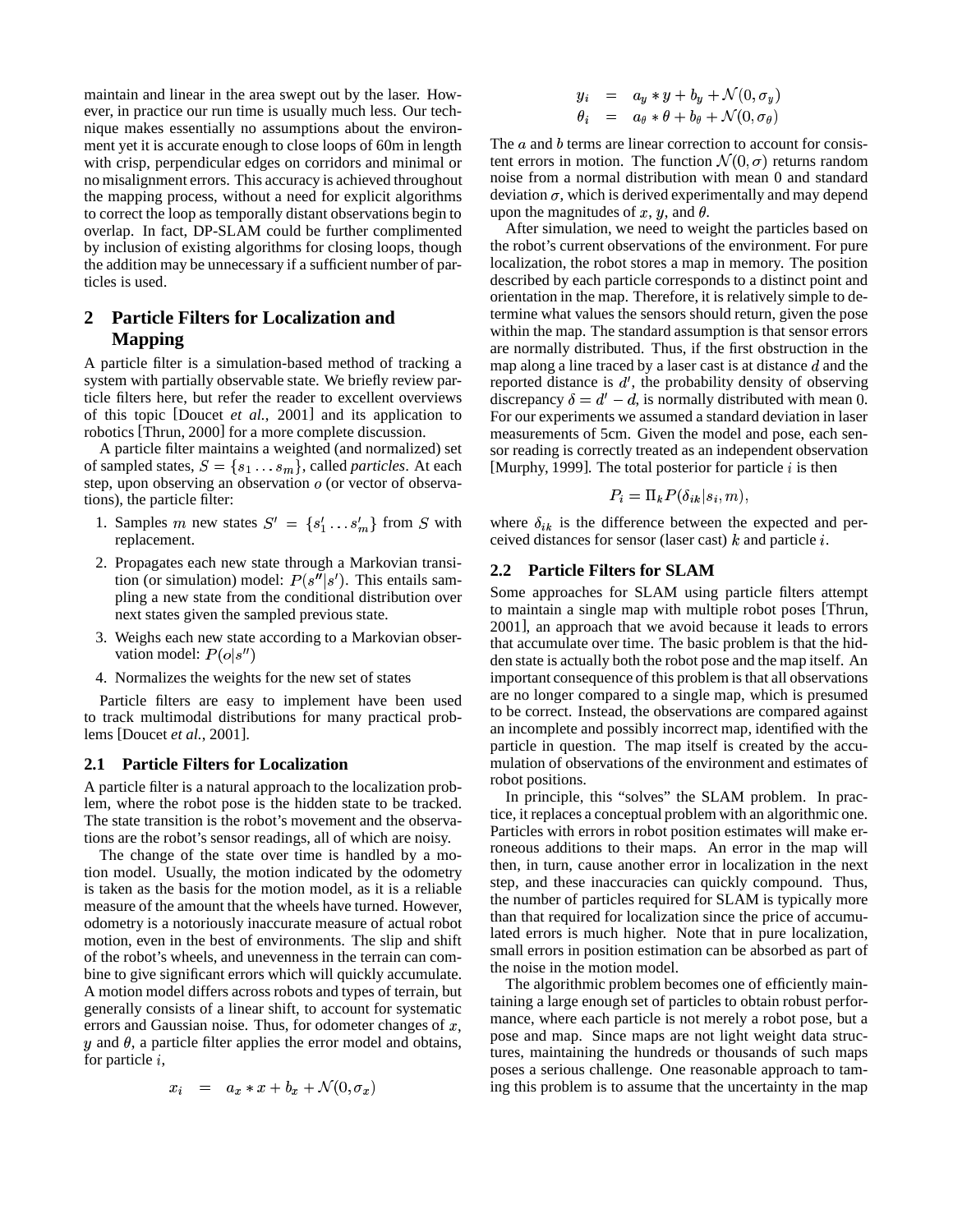maintain and linear in the area swept out by the laser. However, in practice our run time is usually much less. Our technique makes essentially no assumptions about the environment yet it is accurate enough to close loops of 60m in length with crisp, perpendicular edges on corridors and minimal or no misalignment errors. This accuracy is achieved throughout the mapping process, without a need for explicit algorithms to correct the loop as temporally distant observations begin to overlap. In fact, DP-SLAM could be further complimented by inclusion of existing algorithms for closing loops, though the addition may be unnecessary if a sufficient number of particles is used.

## 2 Particle Filters for Localization and Mapping

A particle filter is a simulation-based method of tracking a system with partially observable state. We briefly review particle filters here, but refer the reader to excellent overviews of this topic [Doucet *et al.*, 2001] and its application to robotics [Thrun, 2000] for a more complete discussion.

A particle filter maintains a weighted (and normalized) set of sampled states, $S = \{s_1 \ldots s_m\}$, called *particles*. At each step, upon observing an observation $o$ (or vector of observations), the particle filter:

1. Samples $m$ new states $S' = \{s'_1 \ldots s'_m\}$ from $S$ with replacement.
2. Propagates each new state through a Markovian transition (or simulation) model: $P(s''|s')$. This entails sampling a new state from the conditional distribution over next states given the sampled previous state.
3. Weighs each new state according to a Markovian observation model: $P(o|s'')$
4. Normalizes the weights for the new set of states

Particle filters are easy to implement have been used to track multimodal distributions for many practical problems [Doucet *et al.*, 2001].

### 2.1 Particle Filters for Localization

A particle filter is a natural approach to the localization problem, where the robot pose is the hidden state to be tracked. The state transition is the robot's movement and the observations are the robot's sensor readings, all of which are noisy.

The change of the state over time is handled by a motion model. Usually, the motion indicated by the odometry is taken as the basis for the motion model, as it is a reliable measure of the amount that the wheels have turned. However, odometry is a notoriously inaccurate measure of actual robot motion, even in the best of environments. The slip and shift of the robot's wheels, and unevenness in the terrain can combine to give significant errors which will quickly accumulate. A motion model differs across robots and types of terrain, but generally consists of a linear shift, to account for systematic errors and Gaussian noise. Thus, for odometer changes of $x$, $y$ and $\theta$, a particle filter applies the error model and obtains, for particle $i$,

$$
\begin{aligned}
x_i &= a_x * x + b_x + \mathcal{N}(0, \sigma_x) \\
y_i &= a_y * y + b_y + \mathcal{N}(0, \sigma_y) \\
\theta_i &= a_\theta * \theta + b_\theta + \mathcal{N}(0, \sigma_\theta)
\end{aligned}
$$

The $a$ and $b$ terms are linear correction to account for consistent errors in motion. The function $\mathcal{N}(0, \sigma)$ returns random noise from a normal distribution with mean 0 and standard deviation $\sigma$, which is derived experimentally and may depend upon the magnitudes of $x$, $y$, and $\theta$.

After simulation, we need to weight the particles based on the robot's current observations of the environment. For pure localization, the robot stores a map in memory. The position described by each particle corresponds to a distinct point and orientation in the map. Therefore, it is relatively simple to determine what values the sensors should return, given the pose within the map. The standard assumption is that sensor errors are normally distributed. Thus, if the first obstruction in the map along a line traced by a laser cast is at distance $d$ and the reported distance is $d'$, the probability density of observing discrepancy $\delta = d' - d$, is normally distributed with mean 0. For our experiments we assumed a standard deviation in laser measurements of 5cm. Given the model and pose, each sensor reading is correctly treated as an independent observation [Murphy, 1999]. The total posterior for particle $i$ is then

$$
P_i = \Pi_k P(\delta_{ik} | s_i, m),
$$

where $\delta_{ik}$ is the difference between the expected and perceived distances for sensor (laser cast) $k$ and particle $i$.

### 2.2 Particle Filters for SLAM

Some approaches for SLAM using particle filters attempt to maintain a single map with multiple robot poses [Thrun, 2001], an approach that we avoid because it leads to errors that accumulate over time. The basic problem is that the hidden state is actually both the robot pose and the map itself. An important consequence of this problem is that all observations are no longer compared to a single map, which is presumed to be correct. Instead, the observations are compared against an incomplete and possibly incorrect map, identified with the particle in question. The map itself is created by the accumulation of observations of the environment and estimates of robot positions.

In principle, this "solves" the SLAM problem. In practice, it replaces a conceptual problem with an algorithmic one. Particles with errors in robot position estimates will make erroneous additions to their maps. An error in the map will then, in turn, cause another error in localization in the next step, and these inaccuracies can quickly compound. Thus, the number of particles required for SLAM is typically more than that required for localization since the price of accumulated errors is much higher. Note that in pure localization, small errors in position estimation can be absorbed as part of the noise in the motion model.

The algorithmic problem becomes one of efficiently maintaining a large enough set of particles to obtain robust performance, where each particle is not merely a robot pose, but a pose and map. Since maps are not light weight data structures, maintaining the hundreds or thousands of such maps poses a serious challenge. One reasonable approach to taming this problem is to assume that the uncertainty in the map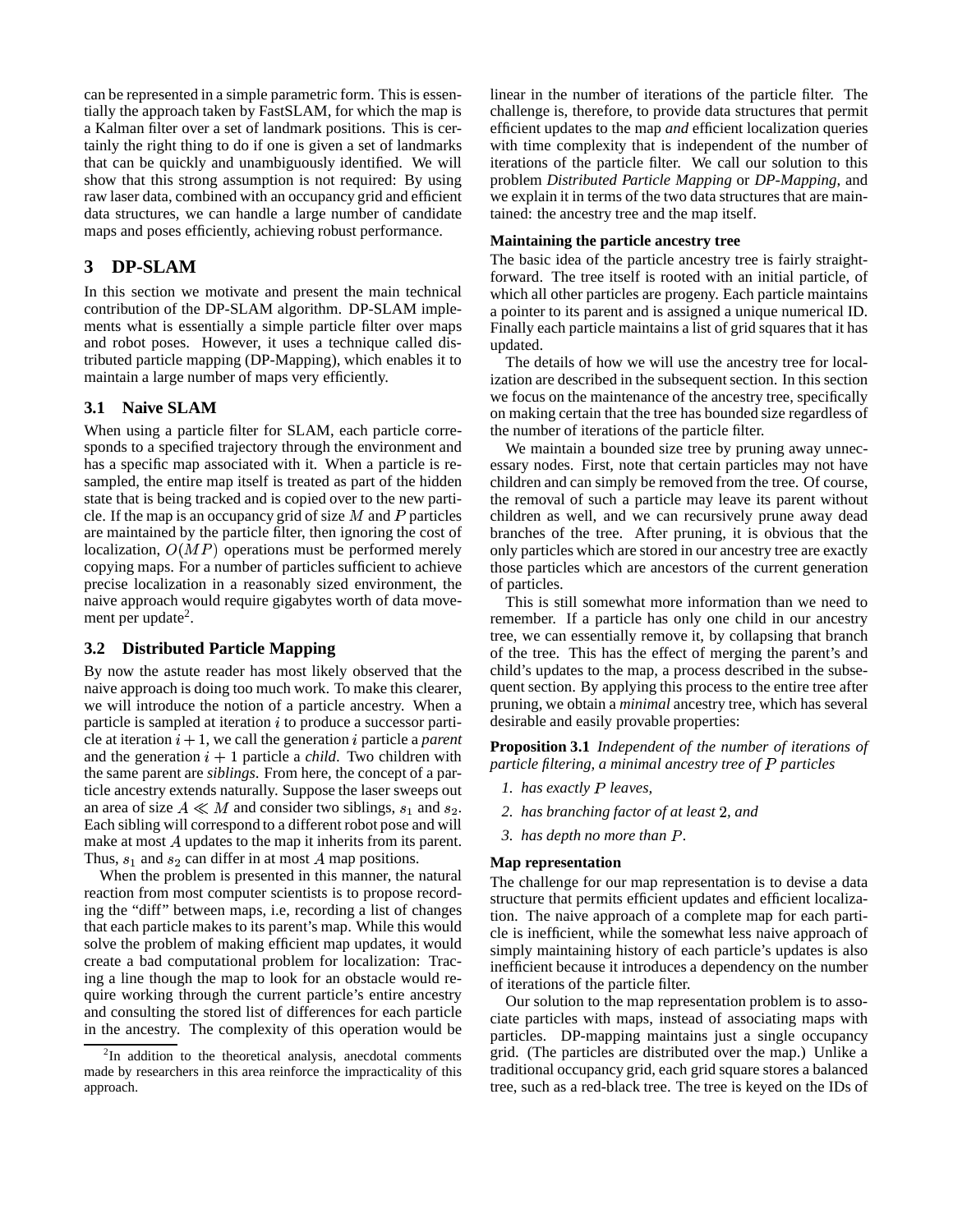can be represented in a simple parametric form. This is essentially the approach taken by FastSLAM, for which the map is a Kalman filter over a set of landmark positions. This is certainly the right thing to do if one is given a set of landmarks that can be quickly and unambiguously identified. We will show that this strong assumption is not required: By using raw laser data, combined with an occupancy grid and efficient data structures, we can handle a large number of candidate maps and poses efficiently, achieving robust performance.

## 3 DP-SLAM

In this section we motivate and present the main technical contribution of the DP-SLAM algorithm. DP-SLAM implements what is essentially a simple particle filter over maps and robot poses. However, it uses a technique called distributed particle mapping (DP-Mapping), which enables it to maintain a large number of maps very efficiently.

### 3.1 Naive SLAM

When using a particle filter for SLAM, each particle corresponds to a specified trajectory through the environment and has a specific map associated with it. When a particle is resampled, the entire map itself is treated as part of the hidden state that is being tracked and is copied over to the new particle. If the map is an occupancy grid of size $M$ and $P$ particles are maintained by the particle filter, then ignoring the cost of localization, $O(MP)$ operations must be performed merely copying maps. For a number of particles sufficient to achieve precise localization in a reasonably sized environment, the naive approach would require gigabytes worth of data movement per update[2].

### 3.2 Distributed Particle Mapping

By now the astute reader has most likely observed that the naive approach is doing too much work. To make this clearer, we will introduce the notion of a particle ancestry. When a particle is sampled at iteration $i$ to produce a successor particle at iteration $i+1$, we call the generation $i$ particle a *parent* and the generation $i+1$ particle a *child*. Two children with the same parent are *siblings*. From here, the concept of a particle ancestry extends naturally. Suppose the laser sweeps out an area of size $A \ll M$ and consider two siblings, $s_1$ and $s_2$. Each sibling will correspond to a different robot pose and will make at most $A$ updates to the map it inherits from its parent. Thus, $s_1$ and $s_2$ can differ in at most $A$ map positions.

When the problem is presented in this manner, the natural reaction from most computer scientists is to propose recording the "diff" between maps, i.e, recording a list of changes that each particle makes to its parent's map. While this would solve the problem of making efficient map updates, it would create a bad computational problem for localization: Tracing a line though the map to look for an obstacle would require working through the current particle's entire ancestry and consulting the stored list of differences for each particle in the ancestry. The complexity of this operation would be linear in the number of iterations of the particle filter. The challenge is, therefore, to provide data structures that permit efficient updates to the map *and* efficient localization queries with time complexity that is independent of the number of iterations of the particle filter. We call our solution to this problem *Distributed Particle Mapping* or *DP-Mapping*, and we explain it in terms of the two data structures that are maintained: the ancestry tree and the map itself.

[2] In addition to the theoretical analysis, anecdotal comments made by researchers in this area reinforce the impracticality of this approach.

**Maintaining the particle ancestry tree**

The basic idea of the particle ancestry tree is fairly straightforward. The tree itself is rooted with an initial particle, of which all other particles are progeny. Each particle maintains a pointer to its parent and is assigned a unique numerical ID. Finally each particle maintains a list of grid squares that it has updated.

The details of how we will use the ancestry tree for localization are described in the subsequent section. In this section we focus on the maintenance of the ancestry tree, specifically on making certain that the tree has bounded size regardless of the number of iterations of the particle filter.

We maintain a bounded size tree by pruning away unnecessary nodes. First, note that certain particles may not have children and can simply be removed from the tree. Of course, the removal of such a particle may leave its parent without children as well, and we can recursively prune away dead branches of the tree. After pruning, it is obvious that the only particles which are stored in our ancestry tree are exactly those particles which are ancestors of the current generation of particles.

This is still somewhat more information than we need to remember. If a particle has only one child in our ancestry tree, we can essentially remove it, by collapsing that branch of the tree. This has the effect of merging the parent's and child's updates to the map, a process described in the subsequent section. By applying this process to the entire tree after pruning, we obtain a *minimal* ancestry tree, which has several desirable and easily provable properties:

**Proposition 3.1** *Independent of the number of iterations of particle filtering, a minimal ancestry tree of $P$ particles*

1. *has exactly $P$ leaves,*
2. *has branching factor of at least 2, and*
3. *has depth no more than $P$.*

**Map representation**

The challenge for our map representation is to devise a data structure that permits efficient updates and efficient localization. The naive approach of a complete map for each particle is inefficient, while the somewhat less naive approach of simply maintaining history of each particle's updates is also inefficient because it introduces a dependency on the number of iterations of the particle filter.

Our solution to the map representation problem is to associate particles with maps, instead of associating maps with particles. DP-mapping maintains just a single occupancy grid. (The particles are distributed over the map.) Unlike a traditional occupancy grid, each grid square stores a balanced tree, such as a red-black tree. The tree is keyed on the IDs of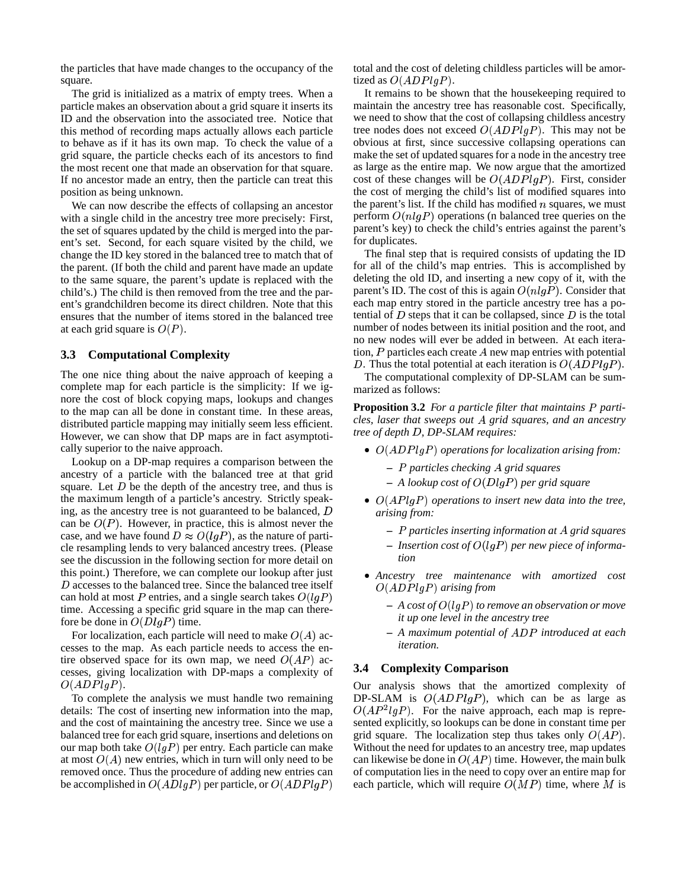the particles that have made changes to the occupancy of the square.

The grid is initialized as a matrix of empty trees. When a particle makes an observation about a grid square it inserts its ID and the observation into the associated tree. Notice that this method of recording maps actually allows each particle to behave as if it has its own map. To check the value of a grid square, the particle checks each of its ancestors to find the most recent one that made an observation for that square. If no ancestor made an entry, then the particle can treat this position as being unknown.

We can now describe the effects of collapsing an ancestor with a single child in the ancestry tree more precisely: First, the set of squares updated by the child is merged into the parent's set. Second, for each square visited by the child, we change the ID key stored in the balanced tree to match that of the parent. (If both the child and parent have made an update to the same square, the parent's update is replaced with the child's.) The child is then removed from the tree and the parent's grandchildren become its direct children. Note that this ensures that the number of items stored in the balanced tree at each grid square is $O(P)$.

### 3.3 Computational Complexity

The one nice thing about the naive approach of keeping a complete map for each particle is the simplicity: If we ignore the cost of block copying maps, lookups and changes to the map can all be done in constant time. In these areas, distributed particle mapping may initially seem less efficient. However, we can show that DP maps are in fact asymptotically superior to the naive approach.

Lookup on a DP-map requires a comparison between the ancestry of a particle with the balanced tree at that grid square. Let $D$ be the depth of the ancestry tree, and thus is the maximum length of a particle's ancestry. Strictly speaking, as the ancestry tree is not guaranteed to be balanced, $D$ can be $O(P)$. However, in practice, this is almost never the case, and we have found $D \approx O(lgP)$, as the nature of particle resampling lends to very balanced ancestry trees. (Please see the discussion in the following section for more detail on this point.) Therefore, we can complete our lookup after just $D$ accesses to the balanced tree. Since the balanced tree itself can hold at most $P$ entries, and a single search takes $O(lgP)$ time. Accessing a specific grid square in the map can therefore be done in $O(DlgP)$ time.

For localization, each particle will need to make $O(A)$ accesses to the map. As each particle needs to access the entire observed space for its own map, we need $O(AP)$ accesses, giving localization with DP-maps a complexity of $O(ADPlgP)$.

To complete the analysis we must handle two remaining details: The cost of inserting new information into the map, and the cost of maintaining the ancestry tree. Since we use a balanced tree for each grid square, insertions and deletions on our map both take $O(lgP)$ per entry. Each particle can make at most $O(A)$ new entries, which in turn will only need to be removed once. Thus the procedure of adding new entries can be accomplished in $O(ADlgP)$ per particle, or $O(ADPlgP)$ total and the cost of deleting childless particles will be amortized as $O(ADPlgP)$.

It remains to be shown that the housekeeping required to maintain the ancestry tree has reasonable cost. Specifically, we need to show that the cost of collapsing childless ancestry tree nodes does not exceed $O(ADPlgP)$. This may not be obvious at first, since successive collapsing operations can make the set of updated squares for a node in the ancestry tree as large as the entire map. We now argue that the amortized cost of these changes will be $O(ADPlgP)$. First, consider the cost of merging the child's list of modified squares into the parent's list. If the child has modified $n$ squares, we must perform $O(nlgP)$ operations (n balanced tree queries on the parent's key) to check the child's entries against the parent's for duplicates.

The final step that is required consists of updating the ID for all of the child's map entries. This is accomplished by deleting the old ID, and inserting a new copy of it, with the parent's ID. The cost of this is again $O(nlgP)$. Consider that each map entry stored in the particle ancestry tree has a potential of $D$ steps that it can be collapsed, since $D$ is the total number of nodes between its initial position and the root, and no new nodes will ever be added in between. At each iteration, $P$ particles each create $A$ new map entries with potential $D$. Thus the total potential at each iteration is $O(ADPlgP)$.

The computational complexity of DP-SLAM can be summarized as follows:

**Proposition 3.2** *For a particle filter that maintains $P$ particles, laser that sweeps out $A$ grid squares, and an ancestry tree of depth $D$, DP-SLAM requires:*

- *$O(ADPlgP)$ operations for localization arising from:*
  - *$P$ particles checking $A$ grid squares*
  - *A lookup cost of $O(DlgP)$ per grid square*
- *$O(APlgP)$ operations to insert new data into the tree, arising from:*
  - *$P$ particles inserting information at $A$ grid squares*
  - *Insertion cost of $O(lgP)$ per new piece of information*
- *Ancestry tree maintenance with amortized cost $O(ADPlgP)$ arising from*
  - *A cost of $O(lgP)$ to remove an observation or move it up one level in the ancestry tree*
  - *A maximum potential of $ADP$ introduced at each iteration.*

### 3.4 Complexity Comparison

Our analysis shows that the amortized complexity of DP-SLAM is $O(ADPlgP)$, which can be as large as $O(AP^2lgP)$. For the naive approach, each map is represented explicitly, so lookups can be done in constant time per grid square. The localization step thus takes only $O(AP)$. Without the need for updates to an ancestry tree, map updates can likewise be done in $O(AP)$ time. However, the main bulk of computation lies in the need to copy over an entire map for each particle, which will require $O(MP)$ time, where $M$ is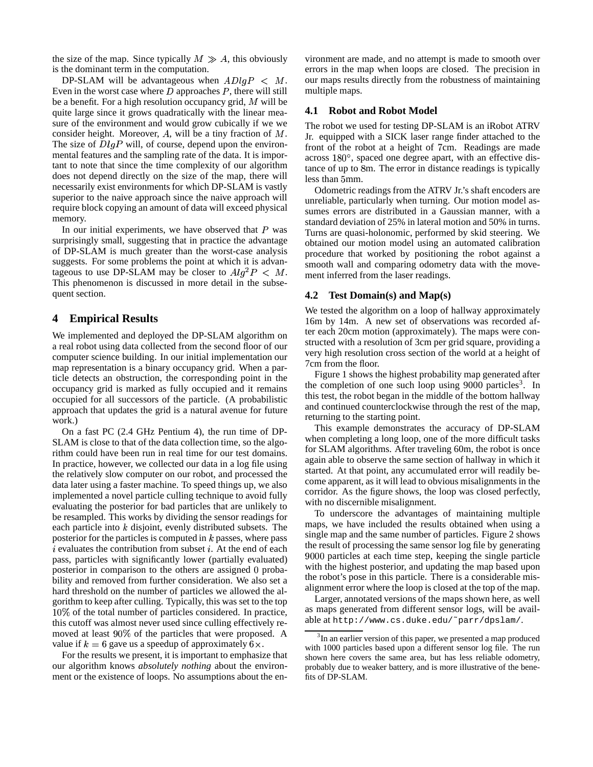the size of the map. Since typically $M \gg A$, this obviously is the dominant term in the computation.

DP-SLAM will be advantageous when $ADlgP < M$. Even in the worst case where $D$ approaches $P$, there will still be a benefit. For a high resolution occupancy grid, $M$ will be quite large since it grows quadratically with the linear measure of the environment and would grow cubically if we we consider height. Moreover, $A$, will be a tiny fraction of $M$. The size of $DlgP$ will, of course, depend upon the environmental features and the sampling rate of the data. It is important to note that since the time complexity of our algorithm does not depend directly on the size of the map, there will necessarily exist environments for which DP-SLAM is vastly superior to the naive approach since the naive approach will require block copying an amount of data will exceed physical memory.

In our initial experiments, we have observed that $P$ was surprisingly small, suggesting that in practice the advantage of DP-SLAM is much greater than the worst-case analysis suggests. For some problems the point at which it is advantageous to use DP-SLAM may be closer to $Alg^2P < M$. This phenomenon is discussed in more detail in the subsequent section.

## 4 Empirical Results

We implemented and deployed the DP-SLAM algorithm on a real robot using data collected from the second floor of our computer science building. In our initial implementation our map representation is a binary occupancy grid. When a particle detects an obstruction, the corresponding point in the occupancy grid is marked as fully occupied and it remains occupied for all successors of the particle. (A probabilistic approach that updates the grid is a natural avenue for future work.)

On a fast PC (2.4 GHz Pentium 4), the run time of DP-SLAM is close to that of the data collection time, so the algorithm could have been run in real time for our test domains. In practice, however, we collected our data in a log file using the relatively slow computer on our robot, and processed the data later using a faster machine. To speed things up, we also implemented a novel particle culling technique to avoid fully evaluating the posterior for bad particles that are unlikely to be resampled. This works by dividing the sensor readings for each particle into $k$ disjoint, evenly distributed subsets. The posterior for the particles is computed in $k$ passes, where pass $i$ evaluates the contribution from subset $i$. At the end of each pass, particles with significantly lower (partially evaluated) posterior in comparison to the others are assigned 0 probability and removed from further consideration. We also set a hard threshold on the number of particles we allowed the algorithm to keep after culling. Typically, this was set to the top 10% of the total number of particles considered. In practice, this cutoff was almost never used since culling effectively removed at least 90% of the particles that were proposed. A value if $k = 6$ gave us a speedup of approximately $6\times$.

For the results we present, it is important to emphasize that our algorithm knows *absolutely nothing* about the environment or the existence of loops. No assumptions about the environment are made, and no attempt is made to smooth over errors in the map when loops are closed. The precision in our maps results directly from the robustness of maintaining multiple maps.

### 4.1 Robot and Robot Model

The robot we used for testing DP-SLAM is an iRobot ATRV Jr. equipped with a SICK laser range finder attached to the front of the robot at a height of 7cm. Readings are made across 180°, spaced one degree apart, with an effective distance of up to 8m. The error in distance readings is typically less than 5mm.

Odometric readings from the ATRV Jr.'s shaft encoders are unreliable, particularly when turning. Our motion model assumes errors are distributed in a Gaussian manner, with a standard deviation of 25% in lateral motion and 50% in turns. Turns are quasi-holonomic, performed by skid steering. We obtained our motion model using an automated calibration procedure that worked by positioning the robot against a smooth wall and comparing odometry data with the movement inferred from the laser readings.

### 4.2 Test Domain(s) and Map(s)

We tested the algorithm on a loop of hallway approximately 16m by 14m. A new set of observations was recorded after each 20cm motion (approximately). The maps were constructed with a resolution of 3cm per grid square, providing a very high resolution cross section of the world at a height of 7cm from the floor.

Figure 1 shows the highest probability map generated after the completion of one such loop using 9000 particles[3]. In this test, the robot began in the middle of the bottom hallway and continued counterclockwise through the rest of the map, returning to the starting point.

This example demonstrates the accuracy of DP-SLAM when completing a long loop, one of the more difficult tasks for SLAM algorithms. After traveling 60m, the robot is once again able to observe the same section of hallway in which it started. At that point, any accumulated error will readily become apparent, as it will lead to obvious misalignments in the corridor. As the figure shows, the loop was closed perfectly, with no discernible misalignment.

To underscore the advantages of maintaining multiple maps, we have included the results obtained when using a single map and the same number of particles. Figure 2 shows the result of processing the same sensor log file by generating 9000 particles at each time step, keeping the single particle with the highest posterior, and updating the map based upon the robot's pose in this particle. There is a considerable misalignment error where the loop is closed at the top of the map.

Larger, annotated versions of the maps shown here, as well as maps generated from different sensor logs, will be available at `http://www.cs.duke.edu/~parr/dpslam/`.

[3] In an earlier version of this paper, we presented a map produced with 1000 particles based upon a different sensor log file. The run shown here covers the same area, but has less reliable odometry, probably due to weaker battery, and is more illustrative of the benefits of DP-SLAM.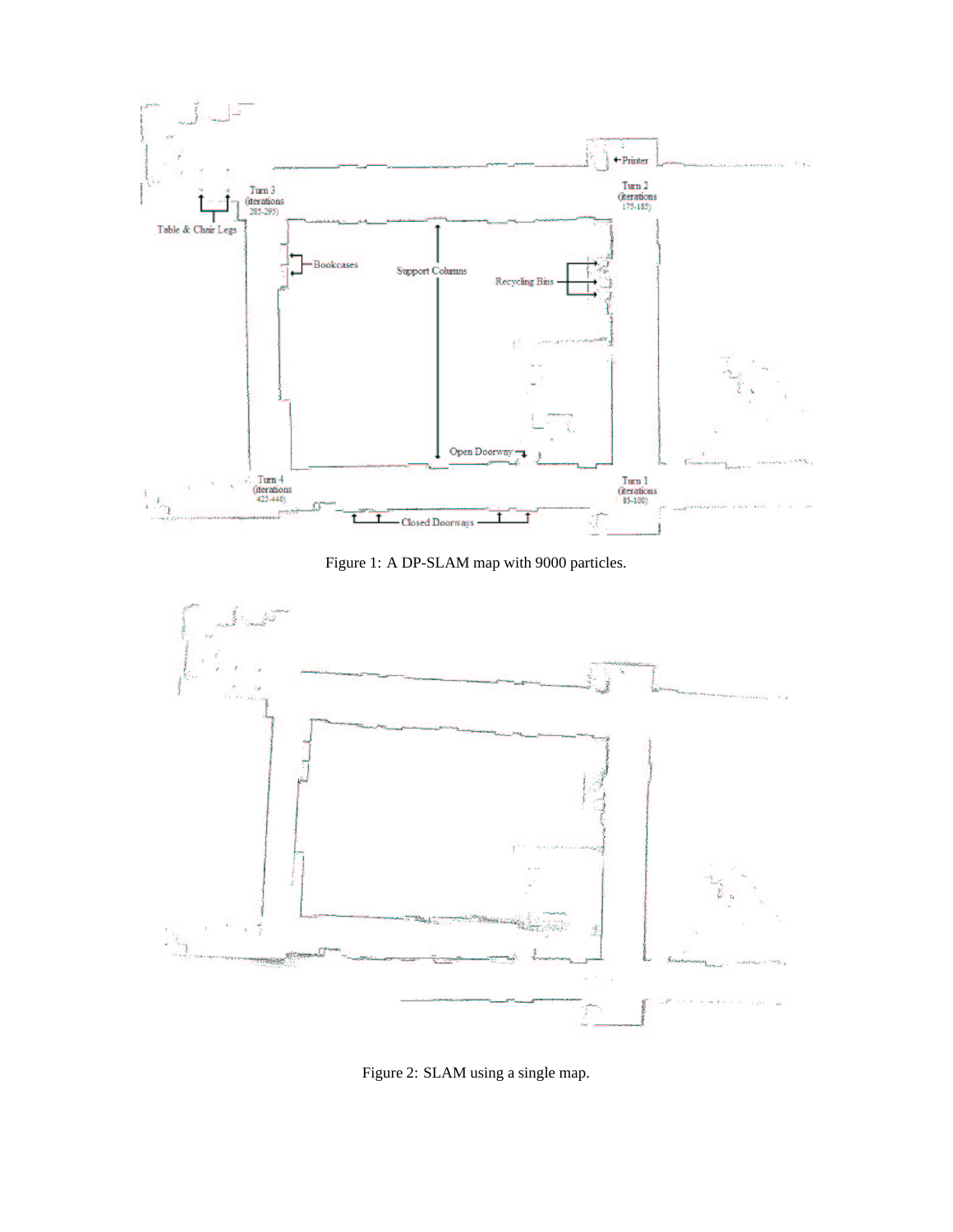Figure 1: A DP-SLAM map with 9000 particles.

Figure 2: SLAM using a single map.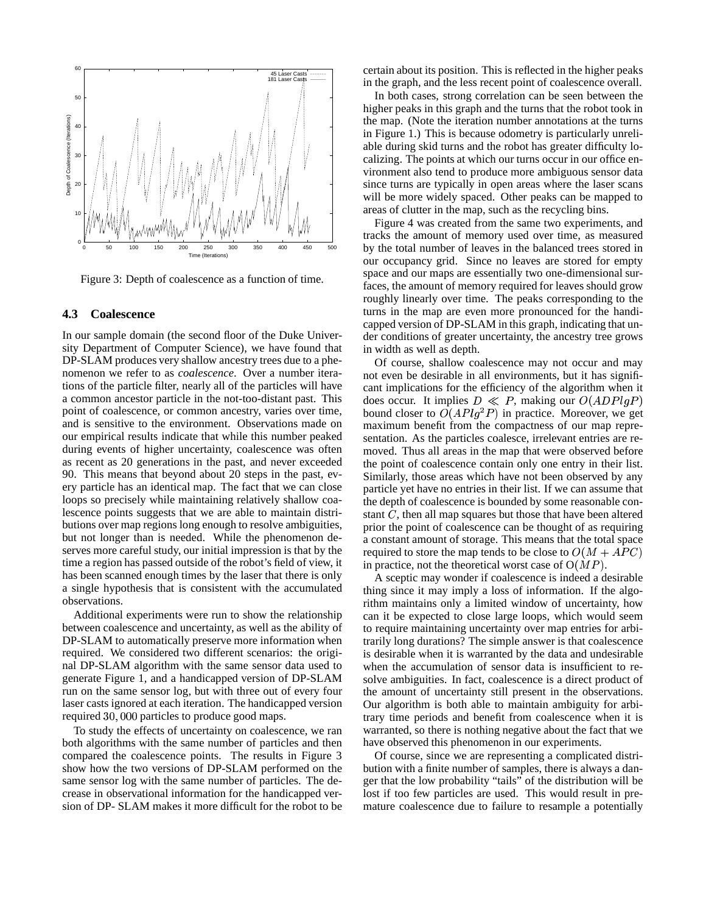Figure 3: Depth of coalescence as a function of time.

### 4.3 Coalescence

In our sample domain (the second floor of the Duke University Department of Computer Science), we have found that DP-SLAM produces very shallow ancestry trees due to a phenomenon we refer to as *coalescence*. Over a number iterations of the particle filter, nearly all of the particles will have a common ancestor particle in the not-too-distant past. This point of coalescence, or common ancestry, varies over time, and is sensitive to the environment. Observations made on our empirical results indicate that while this number peaked during events of higher uncertainty, coalescence was often as recent as 20 generations in the past, and never exceeded 90. This means that beyond about 20 steps in the past, every particle has an identical map. The fact that we can close loops so precisely while maintaining relatively shallow coalescence points suggests that we are able to maintain distributions over map regions long enough to resolve ambiguities, but not longer than is needed. While the phenomenon deserves more careful study, our initial impression is that by the time a region has passed outside of the robot's field of view, it has been scanned enough times by the laser that there is only a single hypothesis that is consistent with the accumulated observations.

Additional experiments were run to show the relationship between coalescence and uncertainty, as well as the ability of DP-SLAM to automatically preserve more information when required. We considered two different scenarios: the original DP-SLAM algorithm with the same sensor data used to generate Figure 1, and a handicapped version of DP-SLAM run on the same sensor log, but with three out of every four laser casts ignored at each iteration. The handicapped version required $30,000$ particles to produce good maps.

To study the effects of uncertainty on coalescence, we ran both algorithms with the same number of particles and then compared the coalescence points. The results in Figure 3 show how the two versions of DP-SLAM performed on the same sensor log with the same number of particles. The decrease in observational information for the handicapped version of DP- SLAM makes it more difficult for the robot to be certain about its position. This is reflected in the higher peaks in the graph, and the less recent point of coalescence overall.

In both cases, strong correlation can be seen between the higher peaks in this graph and the turns that the robot took in the map. (Note the iteration number annotations at the turns in Figure 1.) This is because odometry is particularly unreliable during skid turns and the robot has greater difficulty localizing. The points at which our turns occur in our office environment also tend to produce more ambiguous sensor data since turns are typically in open areas where the laser scans will be more widely spaced. Other peaks can be mapped to areas of clutter in the map, such as the recycling bins.

Figure 4 was created from the same two experiments, and tracks the amount of memory used over time, as measured by the total number of leaves in the balanced trees stored in our occupancy grid. Since no leaves are stored for empty space and our maps are essentially two one-dimensional surfaces, the amount of memory required for leaves should grow roughly linearly over time. The peaks corresponding to the turns in the map are even more pronounced for the handicapped version of DP-SLAM in this graph, indicating that under conditions of greater uncertainty, the ancestry tree grows in width as well as depth.

Of course, shallow coalescence may not occur and may not even be desirable in all environments, but it has significant implications for the efficiency of the algorithm when it does occur. It implies $D \ll P$, making our $O(ADPlgP)$ bound closer to $O(APlg^2P)$ in practice. Moreover, we get maximum benefit from the compactness of our map representation. As the particles coalesce, irrelevant entries are removed. Thus all areas in the map that were observed before the point of coalescence contain only one entry in their list. Similarly, those areas which have not been observed by any particle yet have no entries in their list. If we can assume that the depth of coalescence is bounded by some reasonable constant $C$, then all map squares but those that have been altered prior the point of coalescence can be thought of as requiring a constant amount of storage. This means that the total space required to store the map tends to be close to $O(M + APC)$ in practice, not the theoretical worst case of $O(MP)$.

A sceptic may wonder if coalescence is indeed a desirable thing since it may imply a loss of information. If the algorithm maintains only a limited window of uncertainty, how can it be expected to close large loops, which would seem to require maintaining uncertainty over map entries for arbitrarily long durations? The simple answer is that coalescence is desirable when it is warranted by the data and undesirable when the accumulation of sensor data is insufficient to resolve ambiguities. In fact, coalescence is a direct product of the amount of uncertainty still present in the observations. Our algorithm is both able to maintain ambiguity for arbitrary time periods and benefit from coalescence when it is warranted, so there is nothing negative about the fact that we have observed this phenomenon in our experiments.

Of course, since we are representing a complicated distribution with a finite number of samples, there is always a danger that the low probability "tails" of the distribution will be lost if too few particles are used. This would result in premature coalescence due to failure to resample a potentially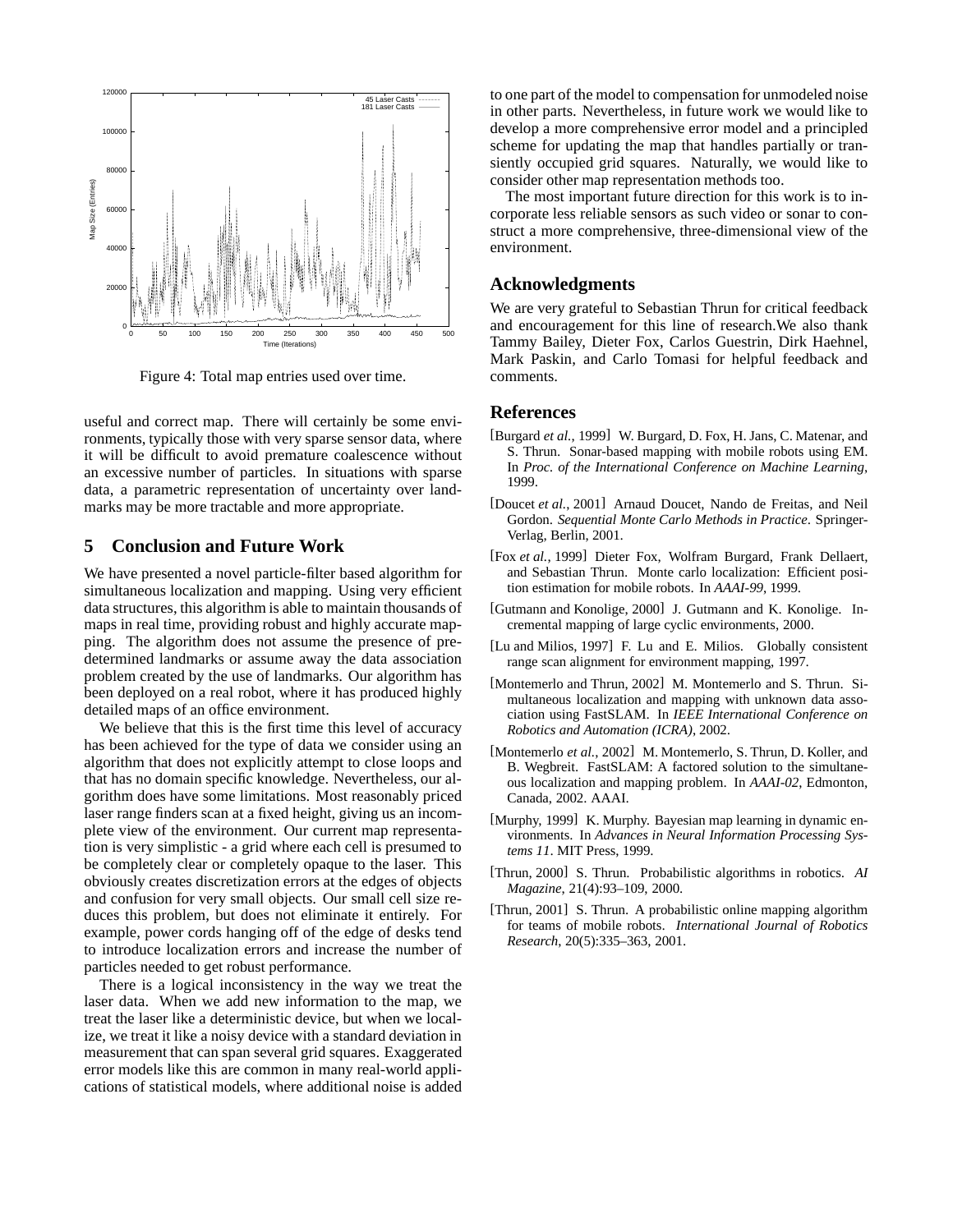120000
100000
80000
60000
40000
20000
0
Map Size (Entries)
0 50 100 150 200 250 300 350 400 450 500
Time (Iterations)
45 Laser Casts
181 Laser Casts

Figure 4: Total map entries used over time.

useful and correct map. There will certainly be some environments, typically those with very sparse sensor data, where it will be difficult to avoid premature coalescence without an excessive number of particles. In situations with sparse data, a parametric representation of uncertainty over landmarks may be more tractable and more appropriate.

## 5 Conclusion and Future Work

We have presented a novel particle-filter based algorithm for simultaneous localization and mapping. Using very efficient data structures, this algorithm is able to maintain thousands of maps in real time, providing robust and highly accurate mapping. The algorithm does not assume the presence of predetermined landmarks or assume away the data association problem created by the use of landmarks. Our algorithm has been deployed on a real robot, where it has produced highly detailed maps of an office environment.

We believe that this is the first time this level of accuracy has been achieved for the type of data we consider using an algorithm that does not explicitly attempt to close loops and that has no domain specific knowledge. Nevertheless, our algorithm does have some limitations. Most reasonably priced laser range finders scan at a fixed height, giving us an incomplete view of the environment. Our current map representation is very simplistic - a grid where each cell is presumed to be completely clear or completely opaque to the laser. This obviously creates discretization errors at the edges of objects and confusion for very small objects. Our small cell size reduces this problem, but does not eliminate it entirely. For example, power cords hanging off of the edge of desks tend to introduce localization errors and increase the number of particles needed to get robust performance.

There is a logical inconsistency in the way we treat the laser data. When we add new information to the map, we treat the laser like a deterministic device, but when we localize, we treat it like a noisy device with a standard deviation in measurement that can span several grid squares. Exaggerated error models like this are common in many real-world applications of statistical models, where additional noise is added to one part of the model to compensation for unmodeled noise in other parts. Nevertheless, in future work we would like to develop a more comprehensive error model and a principled scheme for updating the map that handles partially or transiently occupied grid squares. Naturally, we would like to consider other map representation methods too.

The most important future direction for this work is to incorporate less reliable sensors as such video or sonar to construct a more comprehensive, three-dimensional view of the environment.

## Acknowledgments

We are very grateful to Sebastian Thrun for critical feedback and encouragement for this line of research.We also thank Tammy Bailey, Dieter Fox, Carlos Guestrin, Dirk Haehnel, Mark Paskin, and Carlo Tomasi for helpful feedback and comments.

## References

[Burgard *et al.*, 1999] W. Burgard, D. Fox, H. Jans, C. Matenar, and S. Thrun. Sonar-based mapping with mobile robots using EM. In *Proc. of the International Conference on Machine Learning*, 1999.

[Doucet *et al.*, 2001] Arnaud Doucet, Nando de Freitas, and Neil Gordon. *Sequential Monte Carlo Methods in Practice*. Springer-Verlag, Berlin, 2001.

[Fox *et al.*, 1999] Dieter Fox, Wolfram Burgard, Frank Dellaert, and Sebastian Thrun. Monte carlo localization: Efficient position estimation for mobile robots. In *AAAI-99*, 1999.

[Gutmann and Konolige, 2000] J. Gutmann and K. Konolige. Incremental mapping of large cyclic environments, 2000.

[Lu and Milios, 1997] F. Lu and E. Milios. Globally consistent range scan alignment for environment mapping, 1997.

[Montemerlo and Thrun, 2002] M. Montemerlo and S. Thrun. Simultaneous localization and mapping with unknown data association using FastSLAM. In *IEEE International Conference on Robotics and Automation (ICRA)*, 2002.

[Montemerlo *et al.*, 2002] M. Montemerlo, S. Thrun, D. Koller, and B. Wegbreit. FastSLAM: A factored solution to the simultaneous localization and mapping problem. In *AAAI-02*, Edmonton, Canada, 2002. AAAI.

[Murphy, 1999] K. Murphy. Bayesian map learning in dynamic environments. In *Advances in Neural Information Processing Systems 11*. MIT Press, 1999.

[Thrun, 2000] S. Thrun. Probabilistic algorithms in robotics. *AI Magazine*, 21(4):93–109, 2000.

[Thrun, 2001] S. Thrun. A probabilistic online mapping algorithm for teams of mobile robots. *International Journal of Robotics Research*, 20(5):335–363, 2001.